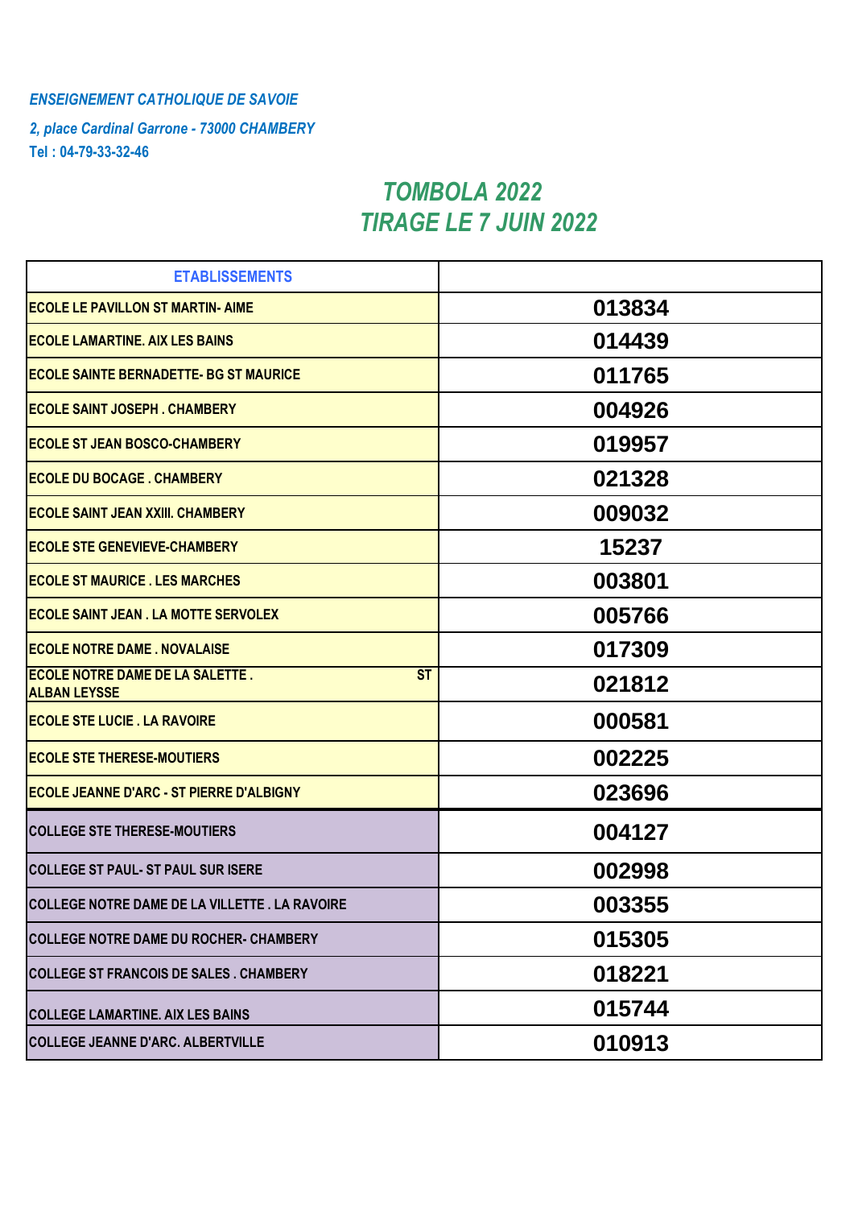*ENSEIGNEMENT CATHOLIQUE DE SAVOIE*

*2, place Cardinal Garrone - 73000 CHAMBERY*

Tel : 04-79-33-32-46

# *TOMBOLA 2022*
# *TIRAGE LE 7 JUIN 2022*

| ETABLISSEMENTS | |
|---|---|
| ECOLE LE PAVILLON ST MARTIN- AIME | 013834 |
| ECOLE LAMARTINE. AIX LES BAINS | 014439 |
| ECOLE SAINTE BERNADETTE- BG ST MAURICE | 011765 |
| ECOLE SAINT JOSEPH . CHAMBERY | 004926 |
| ECOLE ST JEAN BOSCO-CHAMBERY | 019957 |
| ECOLE DU BOCAGE . CHAMBERY | 021328 |
| ECOLE SAINT JEAN XXIII. CHAMBERY | 009032 |
| ECOLE STE GENEVIEVE-CHAMBERY | 15237 |
| ECOLE ST MAURICE . LES MARCHES | 003801 |
| ECOLE SAINT JEAN . LA MOTTE SERVOLEX | 005766 |
| ECOLE NOTRE DAME . NOVALAISE | 017309 |
| ECOLE NOTRE DAME DE LA SALETTE . ST ALBAN LEYSSE | 021812 |
| ECOLE STE LUCIE . LA RAVOIRE | 000581 |
| ECOLE STE THERESE-MOUTIERS | 002225 |
| ECOLE JEANNE D'ARC - ST PIERRE D'ALBIGNY | 023696 |
| COLLEGE STE THERESE-MOUTIERS | 004127 |
| COLLEGE ST PAUL- ST PAUL SUR ISERE | 002998 |
| COLLEGE NOTRE DAME DE LA VILLETTE . LA RAVOIRE | 003355 |
| COLLEGE NOTRE DAME DU ROCHER- CHAMBERY | 015305 |
| COLLEGE ST FRANCOIS DE SALES . CHAMBERY | 018221 |
| COLLEGE LAMARTINE. AIX LES BAINS | 015744 |
| COLLEGE JEANNE D'ARC. ALBERTVILLE | 010913 |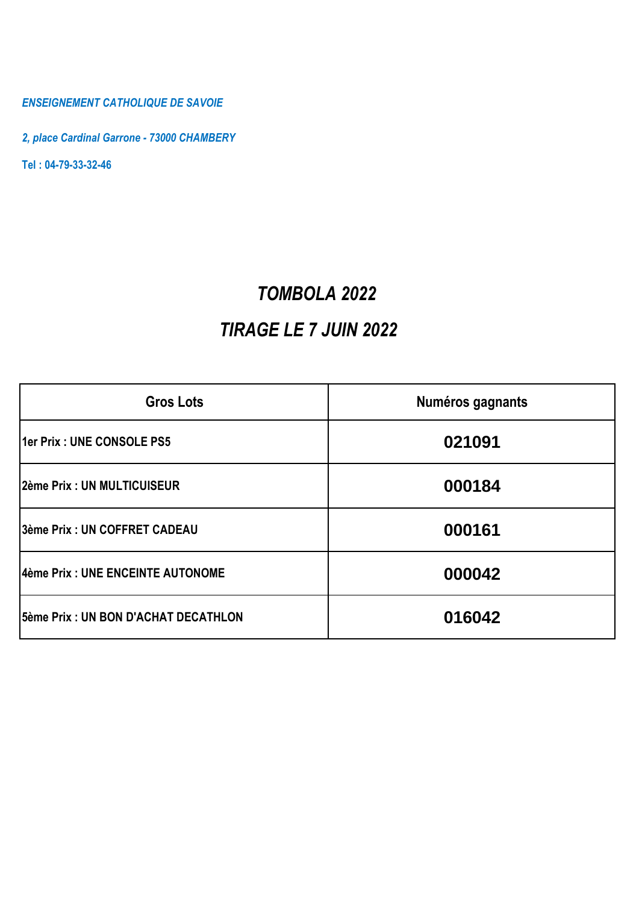*ENSEIGNEMENT CATHOLIQUE DE SAVOIE*

*2, place Cardinal Garrone - 73000 CHAMBERY*

**Tel : 04-79-33-32-46**

# *TOMBOLA 2022*

# *TIRAGE LE 7 JUIN 2022*

| Gros Lots | Numéros gagnants |
|---|---|
| 1er Prix : UNE CONSOLE PS5 | **021091** |
| 2ème Prix : UN MULTICUISEUR | **000184** |
| 3ème Prix : UN COFFRET CADEAU | **000161** |
| 4ème Prix : UNE ENCEINTE AUTONOME | **000042** |
| 5ème Prix : UN BON D'ACHAT DECATHLON | **016042** |